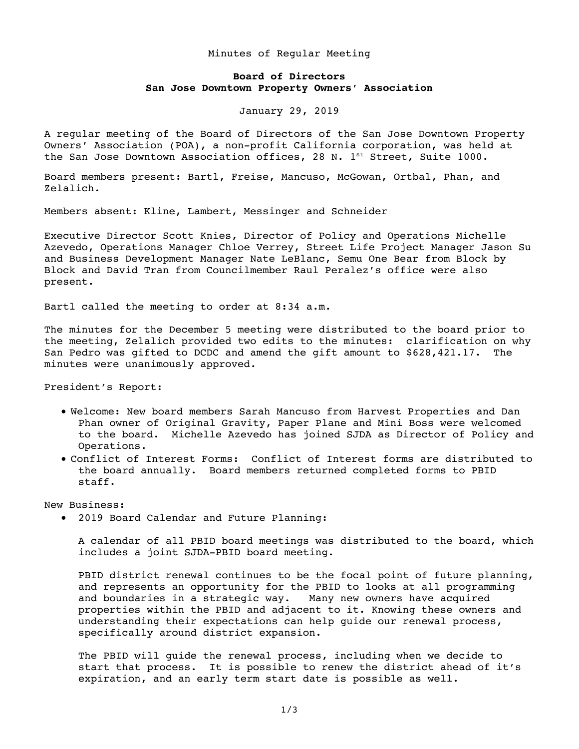Minutes of Regular Meeting

**Board of Directors**
**San Jose Downtown Property Owners' Association**

January 29, 2019

A regular meeting of the Board of Directors of the San Jose Downtown Property Owners' Association (POA), a non-profit California corporation, was held at the San Jose Downtown Association offices, 28 N. 1st Street, Suite 1000.

Board members present: Bartl, Freise, Mancuso, McGowan, Ortbal, Phan, and Zelalich.

Members absent: Kline, Lambert, Messinger and Schneider

Executive Director Scott Knies, Director of Policy and Operations Michelle Azevedo, Operations Manager Chloe Verrey, Street Life Project Manager Jason Su and Business Development Manager Nate LeBlanc, Semu One Bear from Block by Block and David Tran from Councilmember Raul Peralez's office were also present.

Bartl called the meeting to order at 8:34 a.m.

The minutes for the December 5 meeting were distributed to the board prior to the meeting, Zelalich provided two edits to the minutes: clarification on why San Pedro was gifted to DCDC and amend the gift amount to $628,421.17. The minutes were unanimously approved.

President's Report:

- Welcome: New board members Sarah Mancuso from Harvest Properties and Dan Phan owner of Original Gravity, Paper Plane and Mini Boss were welcomed to the board. Michelle Azevedo has joined SJDA as Director of Policy and Operations.
- Conflict of Interest Forms: Conflict of Interest forms are distributed to the board annually. Board members returned completed forms to PBID staff.

New Business:

- 2019 Board Calendar and Future Planning:

  A calendar of all PBID board meetings was distributed to the board, which includes a joint SJDA-PBID board meeting.

  PBID district renewal continues to be the focal point of future planning, and represents an opportunity for the PBID to looks at all programming and boundaries in a strategic way. Many new owners have acquired properties within the PBID and adjacent to it. Knowing these owners and understanding their expectations can help guide our renewal process, specifically around district expansion.

  The PBID will guide the renewal process, including when we decide to start that process. It is possible to renew the district ahead of it's expiration, and an early term start date is possible as well.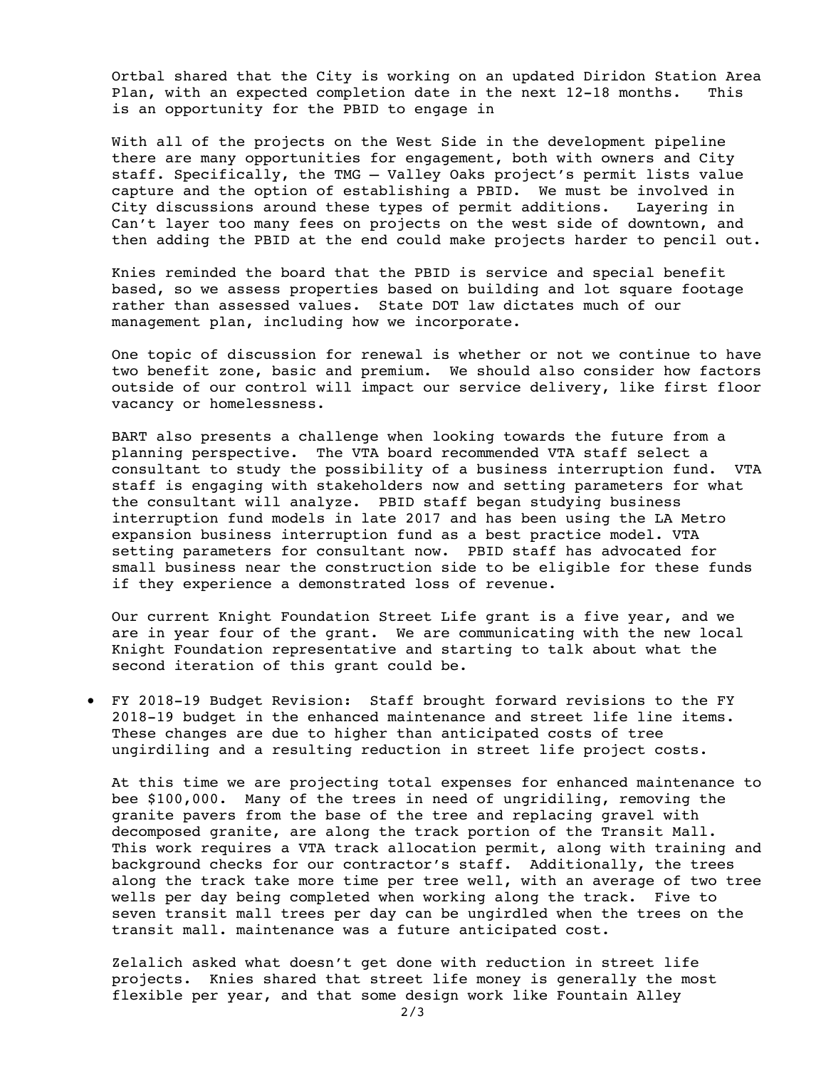Ortbal shared that the City is working on an updated Diridon Station Area Plan, with an expected completion date in the next 12-18 months. This is an opportunity for the PBID to engage in

With all of the projects on the West Side in the development pipeline there are many opportunities for engagement, both with owners and City staff. Specifically, the TMG – Valley Oaks project's permit lists value capture and the option of establishing a PBID. We must be involved in City discussions around these types of permit additions. Layering in Can't layer too many fees on projects on the west side of downtown, and then adding the PBID at the end could make projects harder to pencil out.

Knies reminded the board that the PBID is service and special benefit based, so we assess properties based on building and lot square footage rather than assessed values. State DOT law dictates much of our management plan, including how we incorporate.

One topic of discussion for renewal is whether or not we continue to have two benefit zone, basic and premium. We should also consider how factors outside of our control will impact our service delivery, like first floor vacancy or homelessness.

BART also presents a challenge when looking towards the future from a planning perspective. The VTA board recommended VTA staff select a consultant to study the possibility of a business interruption fund. VTA staff is engaging with stakeholders now and setting parameters for what the consultant will analyze. PBID staff began studying business interruption fund models in late 2017 and has been using the LA Metro expansion business interruption fund as a best practice model. VTA setting parameters for consultant now. PBID staff has advocated for small business near the construction side to be eligible for these funds if they experience a demonstrated loss of revenue.

Our current Knight Foundation Street Life grant is a five year, and we are in year four of the grant. We are communicating with the new local Knight Foundation representative and starting to talk about what the second iteration of this grant could be.

- FY 2018-19 Budget Revision: Staff brought forward revisions to the FY 2018-19 budget in the enhanced maintenance and street life line items. These changes are due to higher than anticipated costs of tree ungirdiling and a resulting reduction in street life project costs.

  At this time we are projecting total expenses for enhanced maintenance to bee $100,000. Many of the trees in need of ungridiling, removing the granite pavers from the base of the tree and replacing gravel with decomposed granite, are along the track portion of the Transit Mall. This work requires a VTA track allocation permit, along with training and background checks for our contractor's staff. Additionally, the trees along the track take more time per tree well, with an average of two tree wells per day being completed when working along the track. Five to seven transit mall trees per day can be ungirdled when the trees on the transit mall. maintenance was a future anticipated cost.

  Zelalich asked what doesn't get done with reduction in street life projects. Knies shared that street life money is generally the most flexible per year, and that some design work like Fountain Alley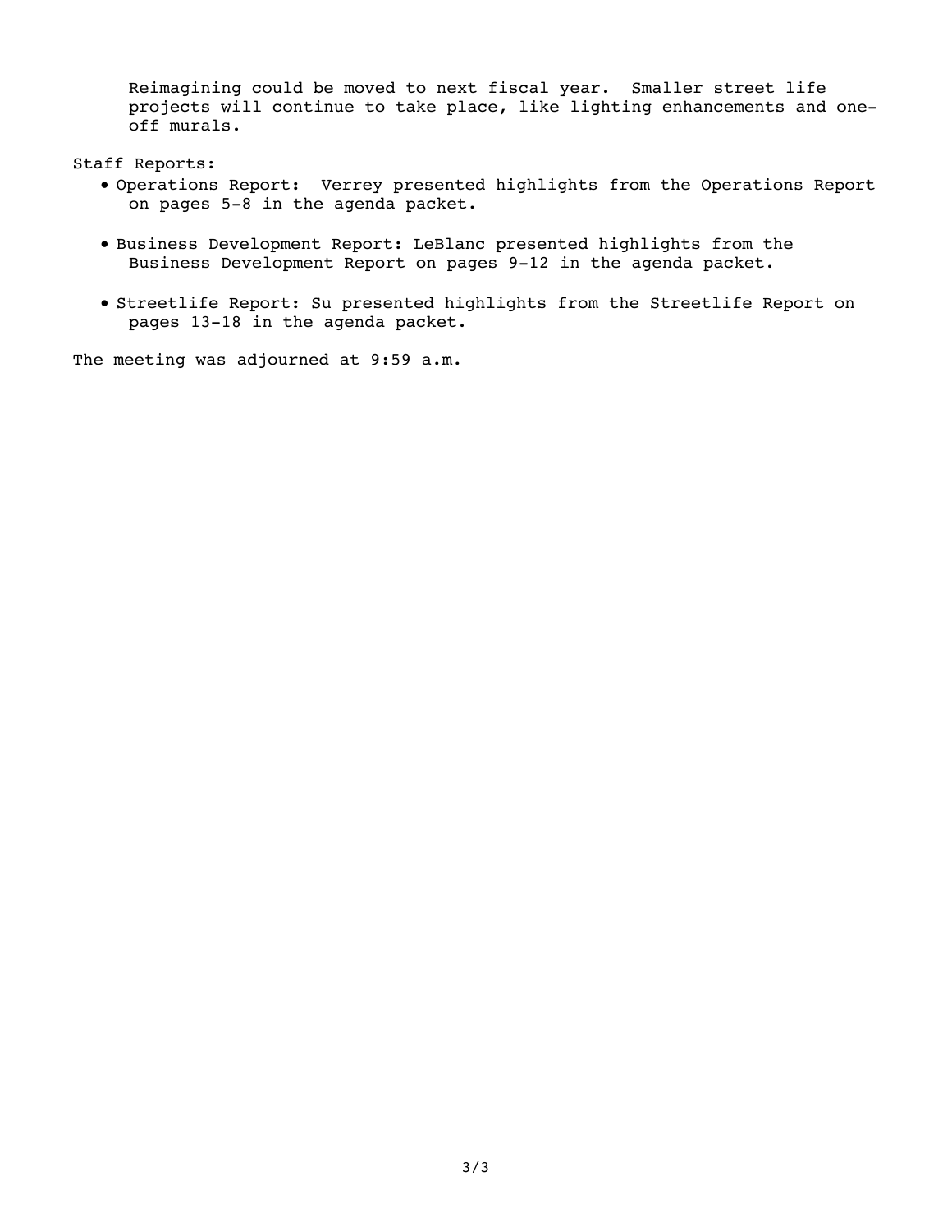Reimagining could be moved to next fiscal year. Smaller street life projects will continue to take place, like lighting enhancements and one-off murals.

Staff Reports:

- Operations Report: Verrey presented highlights from the Operations Report on pages 5-8 in the agenda packet.
- Business Development Report: LeBlanc presented highlights from the Business Development Report on pages 9-12 in the agenda packet.
- Streetlife Report: Su presented highlights from the Streetlife Report on pages 13-18 in the agenda packet.

The meeting was adjourned at 9:59 a.m.